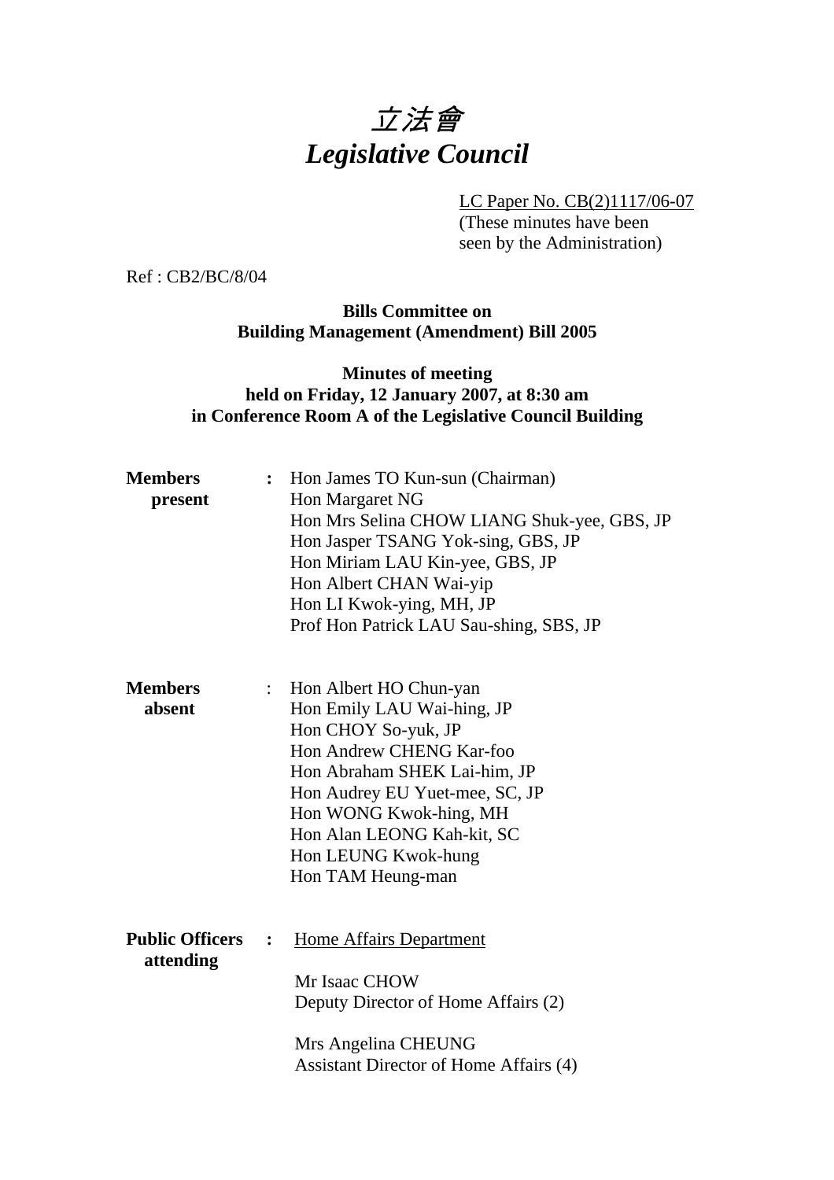# *立法會*
# *Legislative Council*

LC Paper No. CB(2)1117/06-07
(These minutes have been seen by the Administration)

Ref : CB2/BC/8/04

**Bills Committee on**
**Building Management (Amendment) Bill 2005**

**Minutes of meeting**
**held on Friday, 12 January 2007, at 8:30 am**
**in Conference Room A of the Legislative Council Building**

| | | |
|---|---|---|
| **Members present** | **:** | Hon James TO Kun-sun (Chairman)<br>Hon Margaret NG<br>Hon Mrs Selina CHOW LIANG Shuk-yee, GBS, JP<br>Hon Jasper TSANG Yok-sing, GBS, JP<br>Hon Miriam LAU Kin-yee, GBS, JP<br>Hon Albert CHAN Wai-yip<br>Hon LI Kwok-ying, MH, JP<br>Prof Hon Patrick LAU Sau-shing, SBS, JP |
| **Members absent** | : | Hon Albert HO Chun-yan<br>Hon Emily LAU Wai-hing, JP<br>Hon CHOY So-yuk, JP<br>Hon Andrew CHENG Kar-foo<br>Hon Abraham SHEK Lai-him, JP<br>Hon Audrey EU Yuet-mee, SC, JP<br>Hon WONG Kwok-hing, MH<br>Hon Alan LEONG Kah-kit, SC<br>Hon LEUNG Kwok-hung<br>Hon TAM Heung-man |
| **Public Officers attending** | **:** | Home Affairs Department<br><br>Mr Isaac CHOW<br>Deputy Director of Home Affairs (2)<br><br>Mrs Angelina CHEUNG<br>Assistant Director of Home Affairs (4) |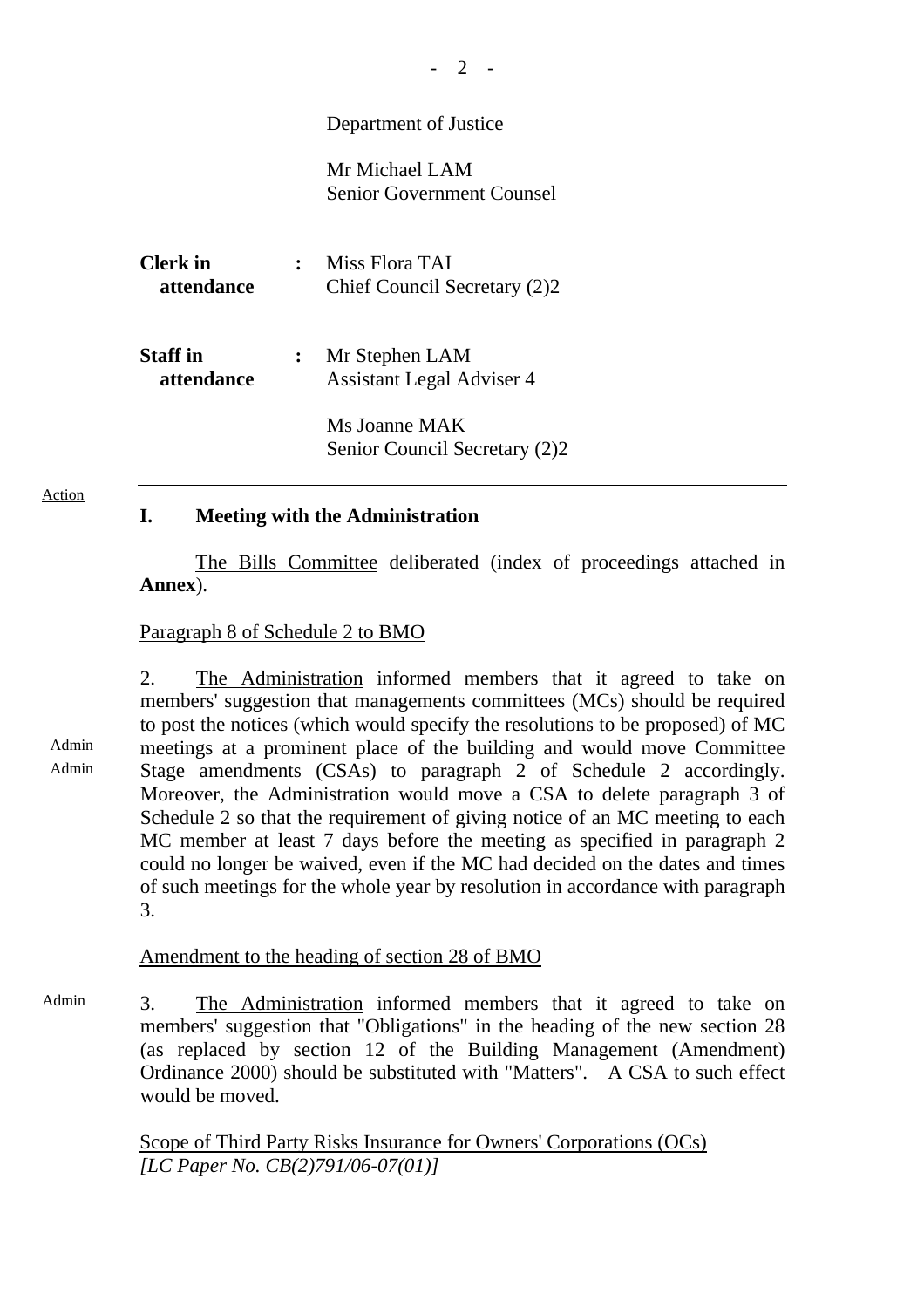Department of Justice

Mr Michael LAM
Senior Government Counsel

**Clerk in attendance** : Miss Flora TAI
Chief Council Secretary (2)2

**Staff in attendance** : Mr Stephen LAM
Assistant Legal Adviser 4

Ms Joanne MAK
Senior Council Secretary (2)2

---

Action

## I. Meeting with the Administration

The Bills Committee deliberated (index of proceedings attached in **Annex**).

Paragraph 8 of Schedule 2 to BMO

Admin
Admin

2. The Administration informed members that it agreed to take on members' suggestion that managements committees (MCs) should be required to post the notices (which would specify the resolutions to be proposed) of MC meetings at a prominent place of the building and would move Committee Stage amendments (CSAs) to paragraph 2 of Schedule 2 accordingly. Moreover, the Administration would move a CSA to delete paragraph 3 of Schedule 2 so that the requirement of giving notice of an MC meeting to each MC member at least 7 days before the meeting as specified in paragraph 2 could no longer be waived, even if the MC had decided on the dates and times of such meetings for the whole year by resolution in accordance with paragraph 3.

Amendment to the heading of section 28 of BMO

Admin

3. The Administration informed members that it agreed to take on members' suggestion that "Obligations" in the heading of the new section 28 (as replaced by section 12 of the Building Management (Amendment) Ordinance 2000) should be substituted with "Matters". A CSA to such effect would be moved.

Scope of Third Party Risks Insurance for Owners' Corporations (OCs)
*[LC Paper No. CB(2)791/06-07(01)]*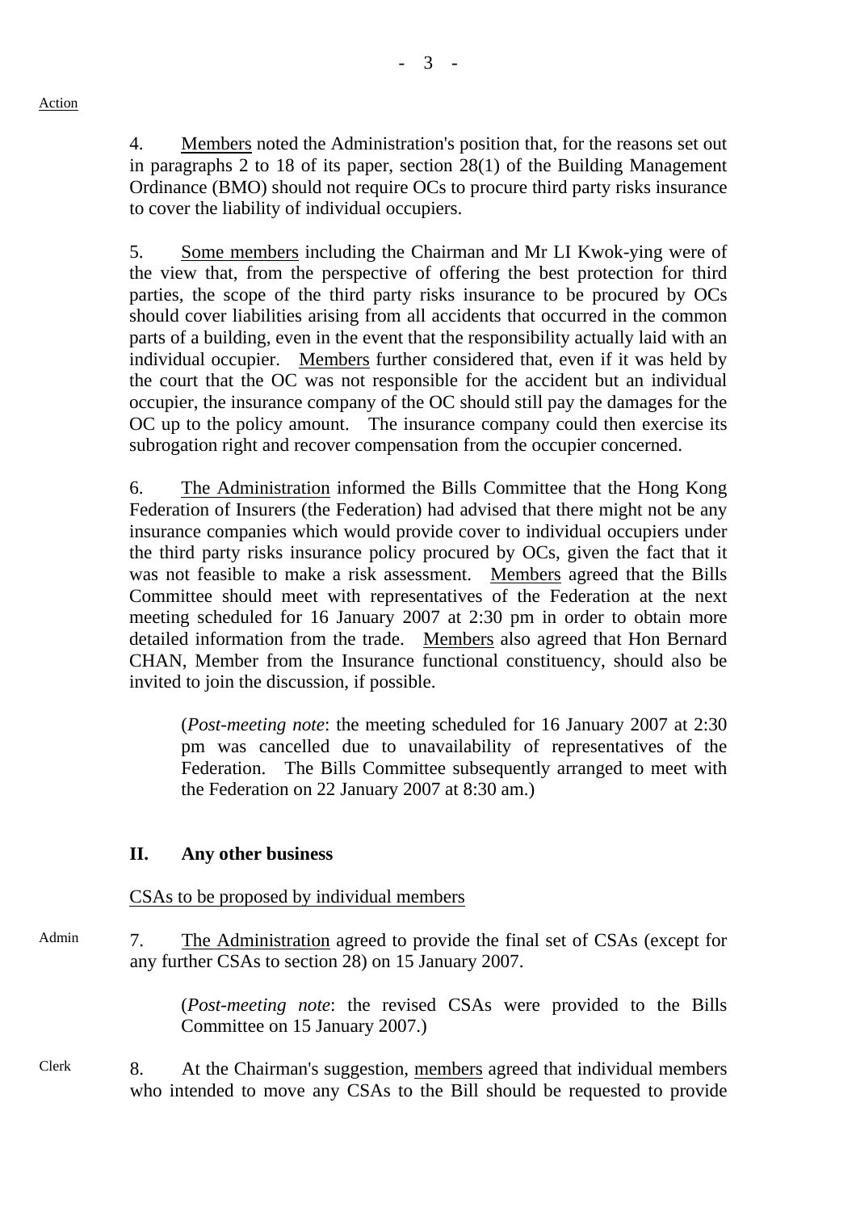Action

4. Members noted the Administration's position that, for the reasons set out in paragraphs 2 to 18 of its paper, section 28(1) of the Building Management Ordinance (BMO) should not require OCs to procure third party risks insurance to cover the liability of individual occupiers.

5. Some members including the Chairman and Mr LI Kwok-ying were of the view that, from the perspective of offering the best protection for third parties, the scope of the third party risks insurance to be procured by OCs should cover liabilities arising from all accidents that occurred in the common parts of a building, even in the event that the responsibility actually laid with an individual occupier. Members further considered that, even if it was held by the court that the OC was not responsible for the accident but an individual occupier, the insurance company of the OC should still pay the damages for the OC up to the policy amount. The insurance company could then exercise its subrogation right and recover compensation from the occupier concerned.

6. The Administration informed the Bills Committee that the Hong Kong Federation of Insurers (the Federation) had advised that there might not be any insurance companies which would provide cover to individual occupiers under the third party risks insurance policy procured by OCs, given the fact that it was not feasible to make a risk assessment. Members agreed that the Bills Committee should meet with representatives of the Federation at the next meeting scheduled for 16 January 2007 at 2:30 pm in order to obtain more detailed information from the trade. Members also agreed that Hon Bernard CHAN, Member from the Insurance functional constituency, should also be invited to join the discussion, if possible.

> (*Post-meeting note*: the meeting scheduled for 16 January 2007 at 2:30 pm was cancelled due to unavailability of representatives of the Federation. The Bills Committee subsequently arranged to meet with the Federation on 22 January 2007 at 8:30 am.)

## II. Any other business

CSAs to be proposed by individual members

Admin

7. The Administration agreed to provide the final set of CSAs (except for any further CSAs to section 28) on 15 January 2007.

> (*Post-meeting note*: the revised CSAs were provided to the Bills Committee on 15 January 2007.)

Clerk

8. At the Chairman's suggestion, members agreed that individual members who intended to move any CSAs to the Bill should be requested to provide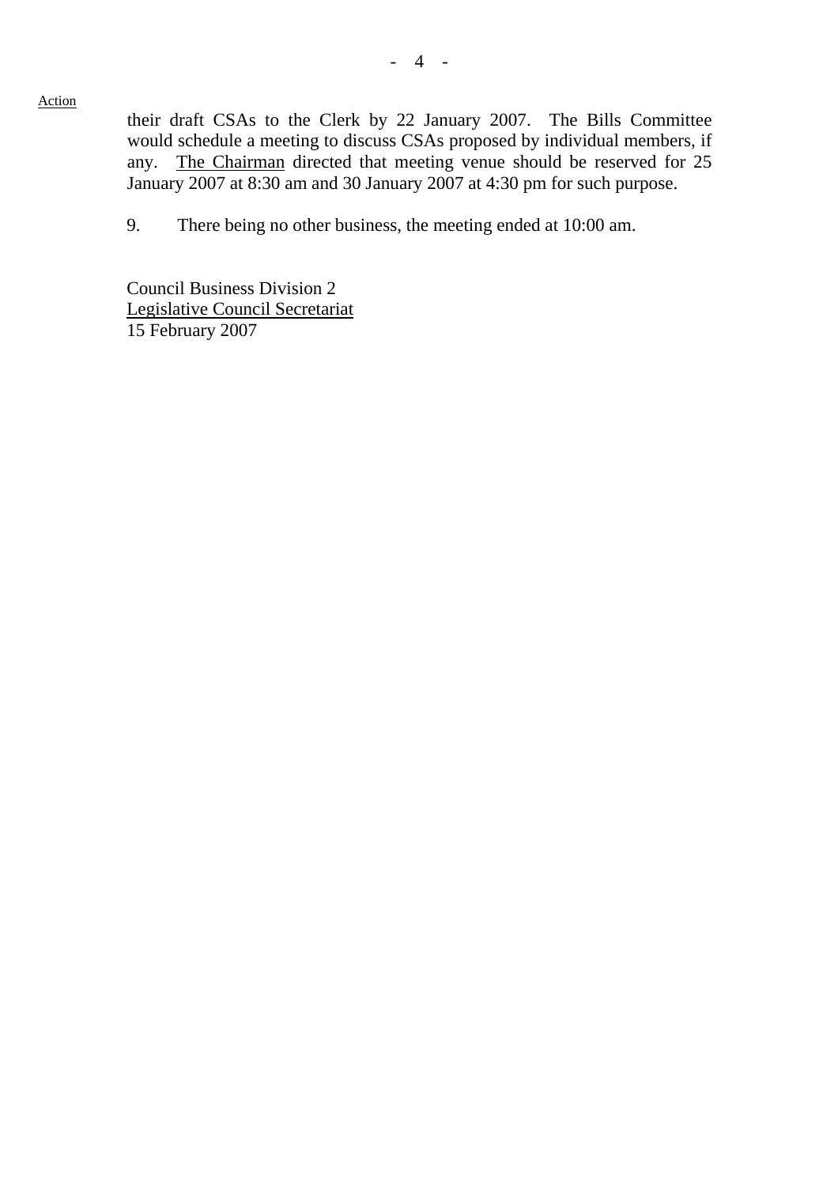Action

their draft CSAs to the Clerk by 22 January 2007. The Bills Committee would schedule a meeting to discuss CSAs proposed by individual members, if any. The Chairman directed that meeting venue should be reserved for 25 January 2007 at 8:30 am and 30 January 2007 at 4:30 pm for such purpose.

9. There being no other business, the meeting ended at 10:00 am.

Council Business Division 2
Legislative Council Secretariat
15 February 2007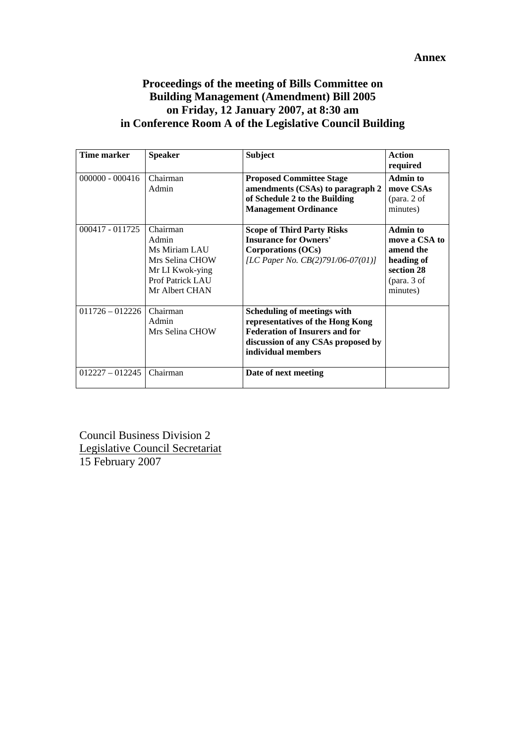**Annex**

# Proceedings of the meeting of Bills Committee on Building Management (Amendment) Bill 2005 on Friday, 12 January 2007, at 8:30 am in Conference Room A of the Legislative Council Building

| Time marker | Speaker | Subject | Action required |
|---|---|---|---|
| 000000 - 000416 | Chairman<br>Admin | **Proposed Committee Stage amendments (CSAs) to paragraph 2 of Schedule 2 to the Building Management Ordinance** | **Admin to move CSAs** (para. 2 of minutes) |
| 000417 - 011725 | Chairman<br>Admin<br>Ms Miriam LAU<br>Mrs Selina CHOW<br>Mr LI Kwok-ying<br>Prof Patrick LAU<br>Mr Albert CHAN | **Scope of Third Party Risks Insurance for Owners' Corporations (OCs)**<br>*[LC Paper No. CB(2)791/06-07(01)]* | **Admin to move a CSA to amend the heading of section 28** (para. 3 of minutes) |
| 011726 – 012226 | Chairman<br>Admin<br>Mrs Selina CHOW | **Scheduling of meetings with representatives of the Hong Kong Federation of Insurers and for discussion of any CSAs proposed by individual members** | |
| 012227 – 012245 | Chairman | **Date of next meeting** | |

Council Business Division 2
Legislative Council Secretariat
15 February 2007